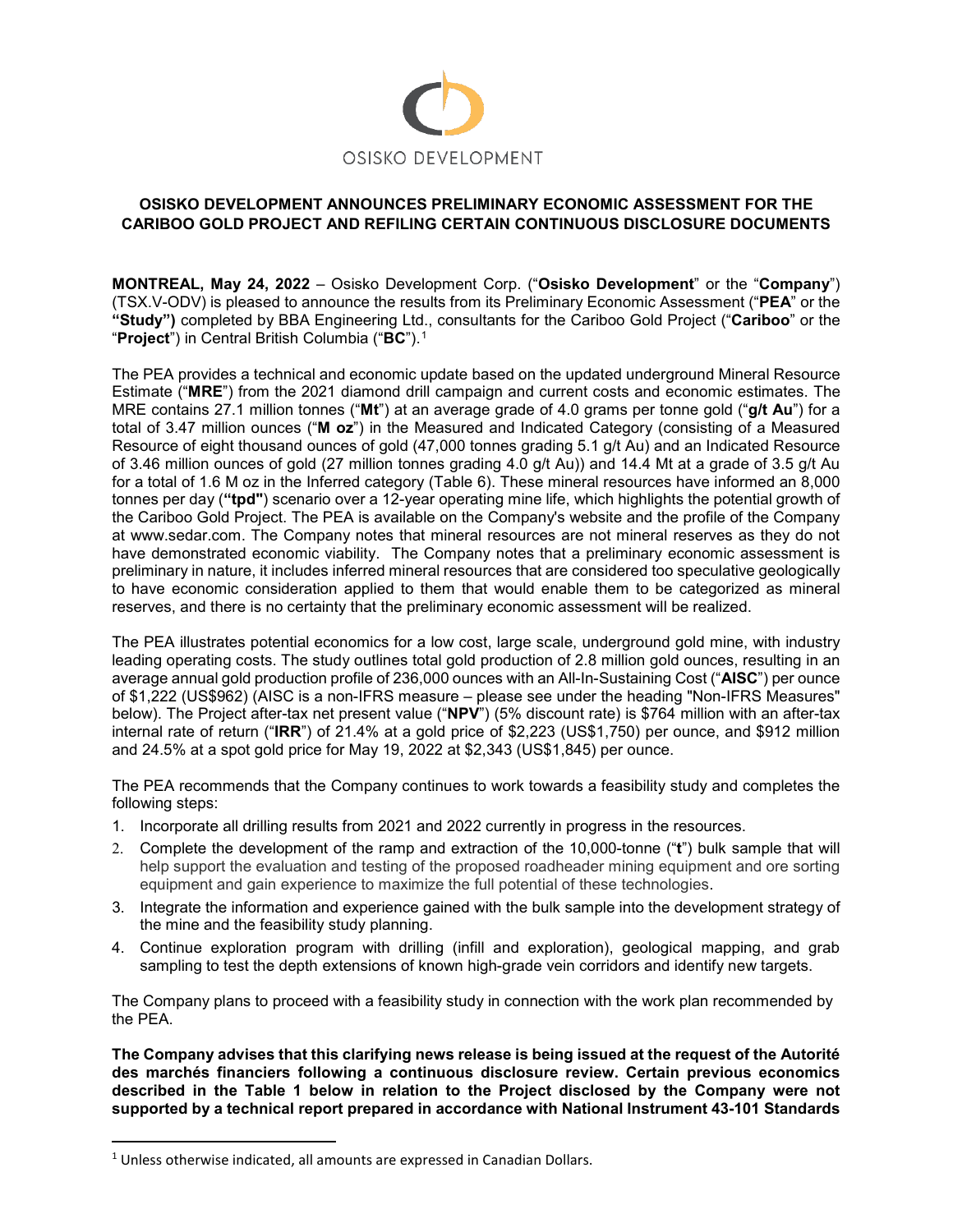OSISKO DEVELOPMENT

# OSISKO DEVELOPMENT ANNOUNCES PRELIMINARY ECONOMIC ASSESSMENT FOR THE CARIBOO GOLD PROJECT AND REFILING CERTAIN CONTINUOUS DISCLOSURE DOCUMENTS

**MONTREAL, May 24, 2022** – Osisko Development Corp. ("**Osisko Development**" or the "**Company**") (TSX.V-ODV) is pleased to announce the results from its Preliminary Economic Assessment ("**PEA**" or the **"Study")** completed by BBA Engineering Ltd., consultants for the Cariboo Gold Project ("**Cariboo**" or the "**Project**") in Central British Columbia ("**BC**").[1]

The PEA provides a technical and economic update based on the updated underground Mineral Resource Estimate ("**MRE**") from the 2021 diamond drill campaign and current costs and economic estimates. The MRE contains 27.1 million tonnes ("**Mt**") at an average grade of 4.0 grams per tonne gold ("**g/t Au**") for a total of 3.47 million ounces ("**M oz**") in the Measured and Indicated Category (consisting of a Measured Resource of eight thousand ounces of gold (47,000 tonnes grading 5.1 g/t Au) and an Indicated Resource of 3.46 million ounces of gold (27 million tonnes grading 4.0 g/t Au)) and 14.4 Mt at a grade of 3.5 g/t Au for a total of 1.6 M oz in the Inferred category (Table 6). These mineral resources have informed an 8,000 tonnes per day (**"tpd"**) scenario over a 12-year operating mine life, which highlights the potential growth of the Cariboo Gold Project. The PEA is available on the Company's website and the profile of the Company at www.sedar.com. The Company notes that mineral resources are not mineral reserves as they do not have demonstrated economic viability. The Company notes that a preliminary economic assessment is preliminary in nature, it includes inferred mineral resources that are considered too speculative geologically to have economic consideration applied to them that would enable them to be categorized as mineral reserves, and there is no certainty that the preliminary economic assessment will be realized.

The PEA illustrates potential economics for a low cost, large scale, underground gold mine, with industry leading operating costs. The study outlines total gold production of 2.8 million gold ounces, resulting in an average annual gold production profile of 236,000 ounces with an All-In-Sustaining Cost ("**AISC**") per ounce of $1,222 (US$962) (AISC is a non-IFRS measure – please see under the heading "Non-IFRS Measures" below). The Project after-tax net present value ("**NPV**") (5% discount rate) is $764 million with an after-tax internal rate of return ("**IRR**") of 21.4% at a gold price of $2,223 (US$1,750) per ounce, and $912 million and 24.5% at a spot gold price for May 19, 2022 at $2,343 (US$1,845) per ounce.

The PEA recommends that the Company continues to work towards a feasibility study and completes the following steps:

1. Incorporate all drilling results from 2021 and 2022 currently in progress in the resources.
2. Complete the development of the ramp and extraction of the 10,000-tonne ("**t**") bulk sample that will help support the evaluation and testing of the proposed roadheader mining equipment and ore sorting equipment and gain experience to maximize the full potential of these technologies.
3. Integrate the information and experience gained with the bulk sample into the development strategy of the mine and the feasibility study planning.
4. Continue exploration program with drilling (infill and exploration), geological mapping, and grab sampling to test the depth extensions of known high-grade vein corridors and identify new targets.

The Company plans to proceed with a feasibility study in connection with the work plan recommended by the PEA.

**The Company advises that this clarifying news release is being issued at the request of the Autorité des marchés financiers following a continuous disclosure review. Certain previous economics described in the Table 1 below in relation to the Project disclosed by the Company were not supported by a technical report prepared in accordance with National Instrument 43-101 Standards**

[1] Unless otherwise indicated, all amounts are expressed in Canadian Dollars.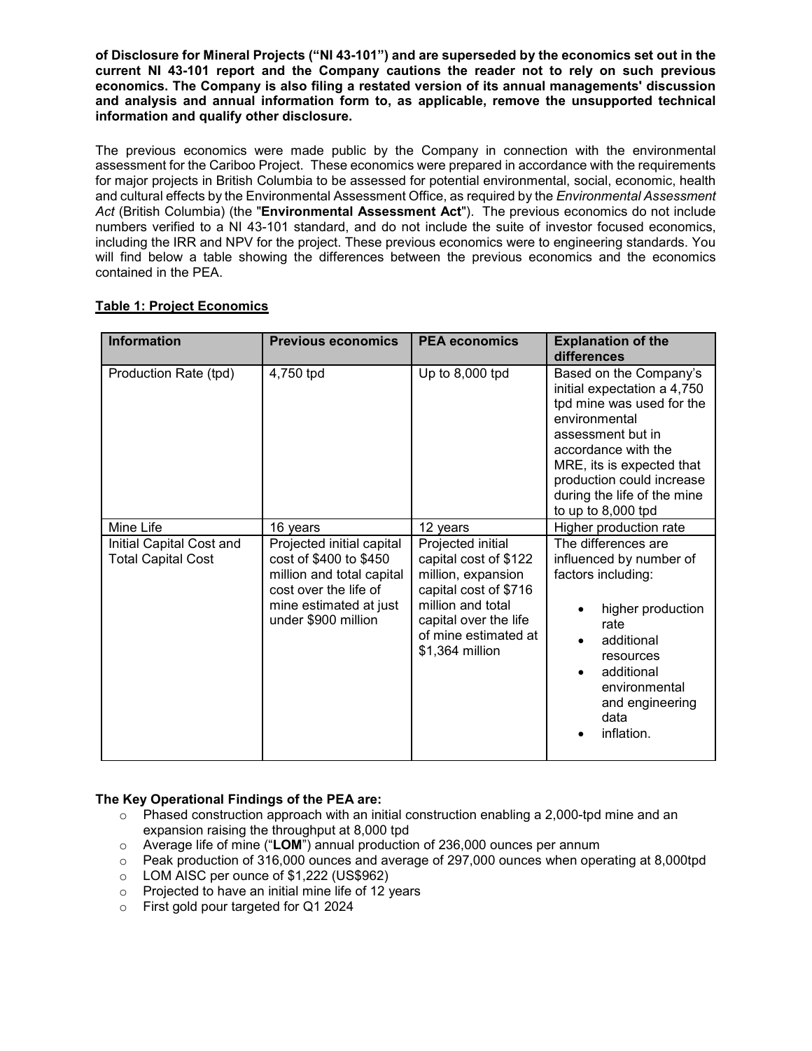**of Disclosure for Mineral Projects ("NI 43-101") and are superseded by the economics set out in the current NI 43-101 report and the Company cautions the reader not to rely on such previous economics. The Company is also filing a restated version of its annual managements' discussion and analysis and annual information form to, as applicable, remove the unsupported technical information and qualify other disclosure.**

The previous economics were made public by the Company in connection with the environmental assessment for the Cariboo Project. These economics were prepared in accordance with the requirements for major projects in British Columbia to be assessed for potential environmental, social, economic, health and cultural effects by the Environmental Assessment Office, as required by the *Environmental Assessment Act* (British Columbia) (the "**Environmental Assessment Act**"). The previous economics do not include numbers verified to a NI 43-101 standard, and do not include the suite of investor focused economics, including the IRR and NPV for the project. These previous economics were to engineering standards. You will find below a table showing the differences between the previous economics and the economics contained in the PEA.

**Table 1: Project Economics**

| Information | Previous economics | PEA economics | Explanation of the differences |
|---|---|---|---|
| Production Rate (tpd) | 4,750 tpd | Up to 8,000 tpd | Based on the Company's initial expectation a 4,750 tpd mine was used for the environmental assessment but in accordance with the MRE, its is expected that production could increase during the life of the mine to up to 8,000 tpd |
| Mine Life | 16 years | 12 years | Higher production rate |
| Initial Capital Cost and Total Capital Cost | Projected initial capital cost of $400 to $450 million and total capital cost over the life of mine estimated at just under $900 million | Projected initial capital cost of $122 million, expansion capital cost of $716 million and total capital over the life of mine estimated at $1,364 million | The differences are influenced by number of factors including:<br>• higher production rate<br>• additional resources<br>• additional environmental and engineering data<br>• inflation. |

**The Key Operational Findings of the PEA are:**

- Phased construction approach with an initial construction enabling a 2,000-tpd mine and an expansion raising the throughput at 8,000 tpd
- Average life of mine ("**LOM**") annual production of 236,000 ounces per annum
- Peak production of 316,000 ounces and average of 297,000 ounces when operating at 8,000tpd
- LOM AISC per ounce of $1,222 (US$962)
- Projected to have an initial mine life of 12 years
- First gold pour targeted for Q1 2024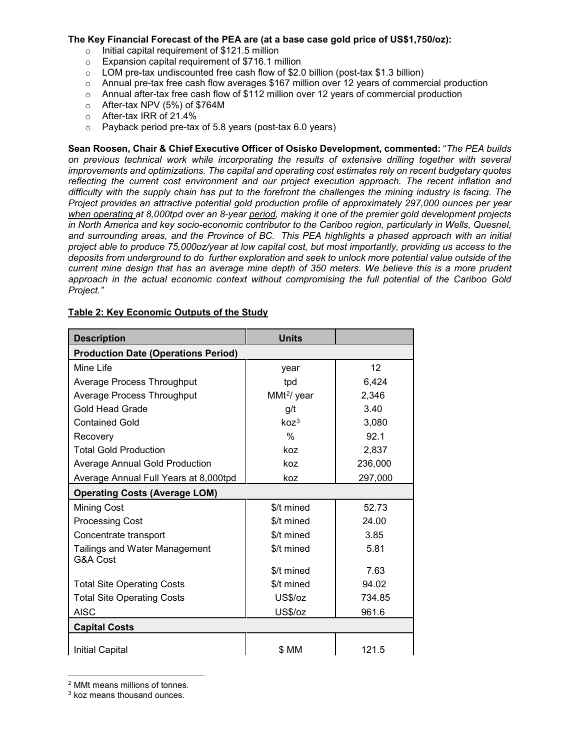**The Key Financial Forecast of the PEA are (at a base case gold price of US$1,750/oz):**

- Initial capital requirement of $121.5 million
- Expansion capital requirement of $716.1 million
- LOM pre-tax undiscounted free cash flow of $2.0 billion (post-tax $1.3 billion)
- Annual pre-tax free cash flow averages $167 million over 12 years of commercial production
- Annual after-tax free cash flow of $112 million over 12 years of commercial production
- After-tax NPV (5%) of $764M
- After-tax IRR of 21.4%
- Payback period pre-tax of 5.8 years (post-tax 6.0 years)

**Sean Roosen, Chair & Chief Executive Officer of Osisko Development, commented:** "*The PEA builds on previous technical work while incorporating the results of extensive drilling together with several improvements and optimizations. The capital and operating cost estimates rely on recent budgetary quotes reflecting the current cost environment and our project execution approach. The recent inflation and difficulty with the supply chain has put to the forefront the challenges the mining industry is facing. The Project provides an attractive potential gold production profile of approximately 297,000 ounces per year when operating at 8,000tpd over an 8-year period, making it one of the premier gold development projects in North America and key socio-economic contributor to the Cariboo region, particularly in Wells, Quesnel, and surrounding areas, and the Province of BC. This PEA highlights a phased approach with an initial project able to produce 75,000oz/year at low capital cost, but most importantly, providing us access to the deposits from underground to do further exploration and seek to unlock more potential value outside of the current mine design that has an average mine depth of 350 meters. We believe this is a more prudent approach in the actual economic context without compromising the full potential of the Cariboo Gold Project.*"

**Table 2: Key Economic Outputs of the Study**

| Description | Units | |
|---|---|---|
| **Production Date (Operations Period)** | | |
| Mine Life | year | 12 |
| Average Process Throughput | tpd | 6,424 |
| Average Process Throughput | MMt[2]/ year | 2,346 |
| Gold Head Grade | g/t | 3.40 |
| Contained Gold | koz[3] | 3,080 |
| Recovery | % | 92.1 |
| Total Gold Production | koz | 2,837 |
| Average Annual Gold Production | koz | 236,000 |
| Average Annual Full Years at 8,000tpd | koz | 297,000 |
| **Operating Costs (Average LOM)** | | |
| Mining Cost | $/t mined | 52.73 |
| Processing Cost | $/t mined | 24.00 |
| Concentrate transport | $/t mined | 3.85 |
| Tailings and Water Management | $/t mined | 5.81 |
| G&A Cost | $/t mined | 7.63 |
| Total Site Operating Costs | $/t mined | 94.02 |
| Total Site Operating Costs | US$/oz | 734.85 |
| AISC | US$/oz | 961.6 |
| **Capital Costs** | | |
| Initial Capital | $ MM | 121.5 |

[2] MMt means millions of tonnes.
[3] koz means thousand ounces.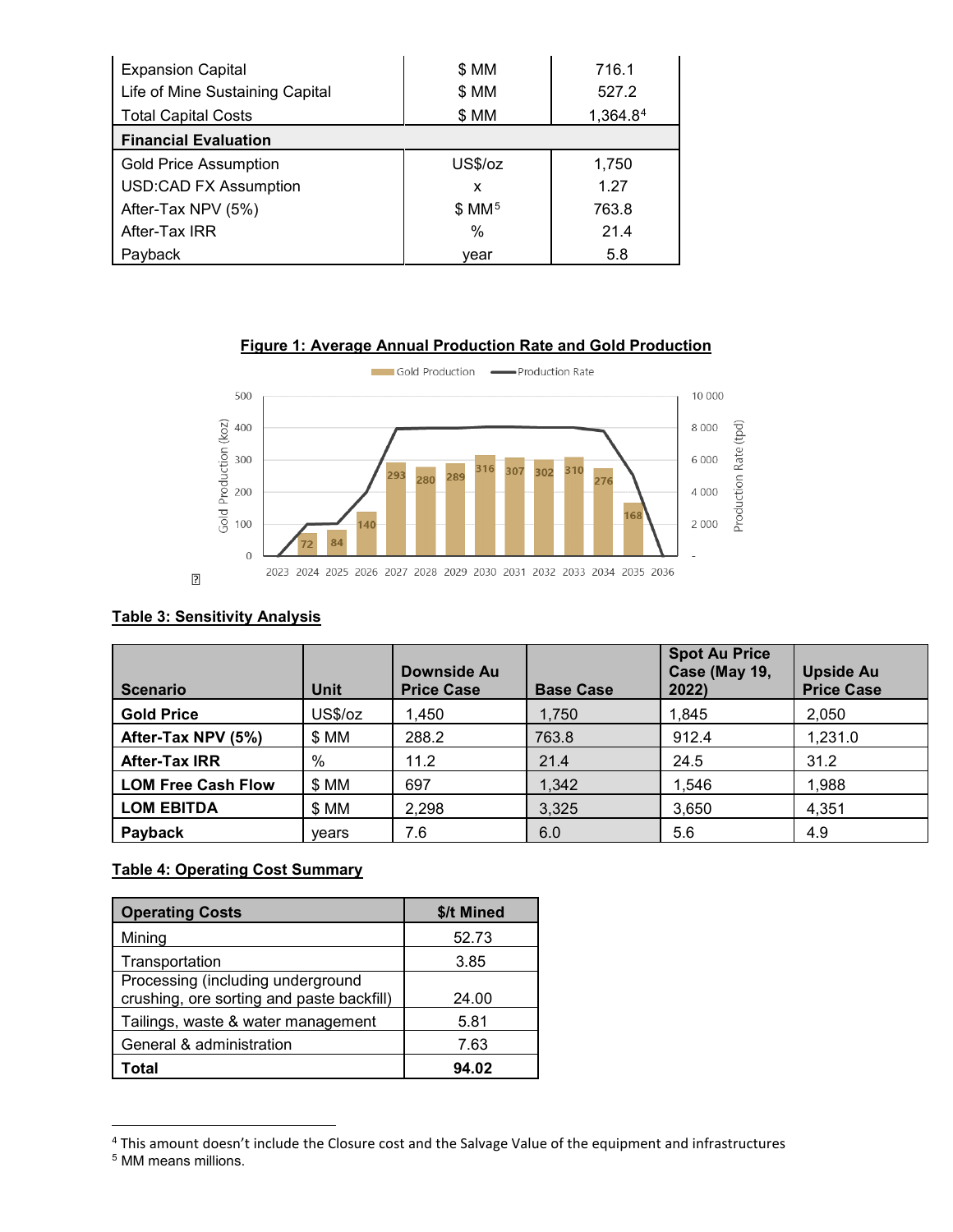| | | |
|---|---|---|
| Expansion Capital | $ MM | 716.1 |
| Life of Mine Sustaining Capital | $ MM | 527.2 |
| Total Capital Costs | $ MM | 1,364.8[4] |
| **Financial Evaluation** | | |
| Gold Price Assumption | US$/oz | 1,750 |
| USD:CAD FX Assumption | x | 1.27 |
| After-Tax NPV (5%) | $ MM[5] | 763.8 |
| After-Tax IRR | % | 21.4 |
| Payback | year | 5.8 |

**Figure 1: Average Annual Production Rate and Gold Production**

**Table 3: Sensitivity Analysis**

| Scenario | Unit | Downside Au Price Case | Base Case | Spot Au Price Case (May 19, 2022) | Upside Au Price Case |
|---|---|---|---|---|---|
| **Gold Price** | US$/oz | 1,450 | 1,750 | 1,845 | 2,050 |
| **After-Tax NPV (5%)** | $ MM | 288.2 | 763.8 | 912.4 | 1,231.0 |
| **After-Tax IRR** | % | 11.2 | 21.4 | 24.5 | 31.2 |
| **LOM Free Cash Flow** | $ MM | 697 | 1,342 | 1,546 | 1,988 |
| **LOM EBITDA** | $ MM | 2,298 | 3,325 | 3,650 | 4,351 |
| **Payback** | years | 7.6 | 6.0 | 5.6 | 4.9 |

**Table 4: Operating Cost Summary**

| Operating Costs | $/t Mined |
|---|---|
| Mining | 52.73 |
| Transportation | 3.85 |
| Processing (including underground crushing, ore sorting and paste backfill) | 24.00 |
| Tailings, waste & water management | 5.81 |
| General & administration | 7.63 |
| **Total** | **94.02** |

[4] This amount doesn't include the Closure cost and the Salvage Value of the equipment and infrastructures

[5] MM means millions.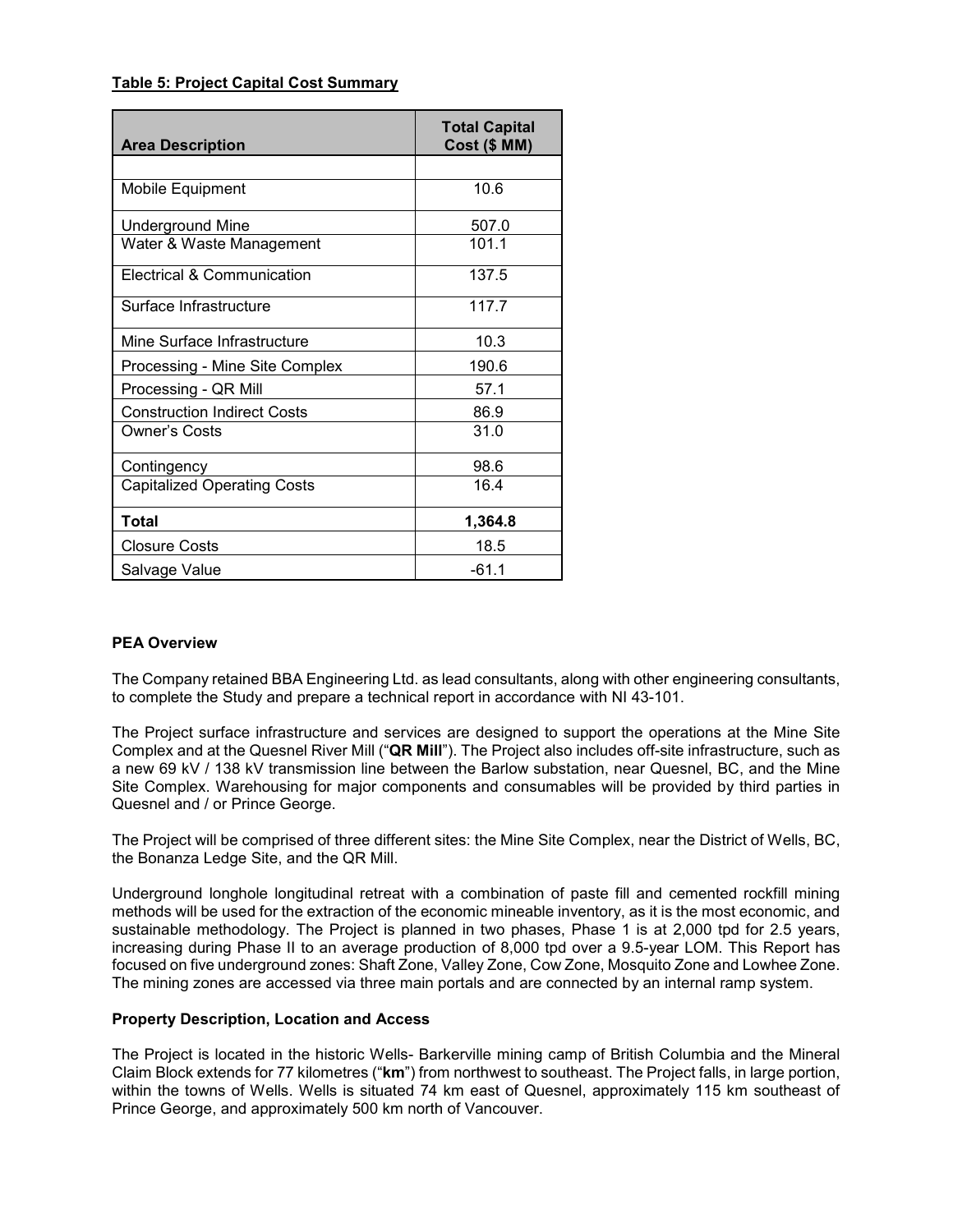**Table 5: Project Capital Cost Summary**

| Area Description | Total Capital Cost ($ MM) |
|---|---|
| | |
| Mobile Equipment | 10.6 |
| Underground Mine | 507.0 |
| Water & Waste Management | 101.1 |
| Electrical & Communication | 137.5 |
| Surface Infrastructure | 117.7 |
| Mine Surface Infrastructure | 10.3 |
| Processing - Mine Site Complex | 190.6 |
| Processing - QR Mill | 57.1 |
| Construction Indirect Costs | 86.9 |
| Owner's Costs | 31.0 |
| Contingency | 98.6 |
| Capitalized Operating Costs | 16.4 |
| **Total** | **1,364.8** |
| Closure Costs | 18.5 |
| Salvage Value | -61.1 |

**PEA Overview**

The Company retained BBA Engineering Ltd. as lead consultants, along with other engineering consultants, to complete the Study and prepare a technical report in accordance with NI 43-101.

The Project surface infrastructure and services are designed to support the operations at the Mine Site Complex and at the Quesnel River Mill ("**QR Mill**"). The Project also includes off-site infrastructure, such as a new 69 kV / 138 kV transmission line between the Barlow substation, near Quesnel, BC, and the Mine Site Complex. Warehousing for major components and consumables will be provided by third parties in Quesnel and / or Prince George.

The Project will be comprised of three different sites: the Mine Site Complex, near the District of Wells, BC, the Bonanza Ledge Site, and the QR Mill.

Underground longhole longitudinal retreat with a combination of paste fill and cemented rockfill mining methods will be used for the extraction of the economic mineable inventory, as it is the most economic, and sustainable methodology. The Project is planned in two phases, Phase 1 is at 2,000 tpd for 2.5 years, increasing during Phase II to an average production of 8,000 tpd over a 9.5-year LOM. This Report has focused on five underground zones: Shaft Zone, Valley Zone, Cow Zone, Mosquito Zone and Lowhee Zone. The mining zones are accessed via three main portals and are connected by an internal ramp system.

**Property Description, Location and Access**

The Project is located in the historic Wells- Barkerville mining camp of British Columbia and the Mineral Claim Block extends for 77 kilometres ("**km**") from northwest to southeast. The Project falls, in large portion, within the towns of Wells. Wells is situated 74 km east of Quesnel, approximately 115 km southeast of Prince George, and approximately 500 km north of Vancouver.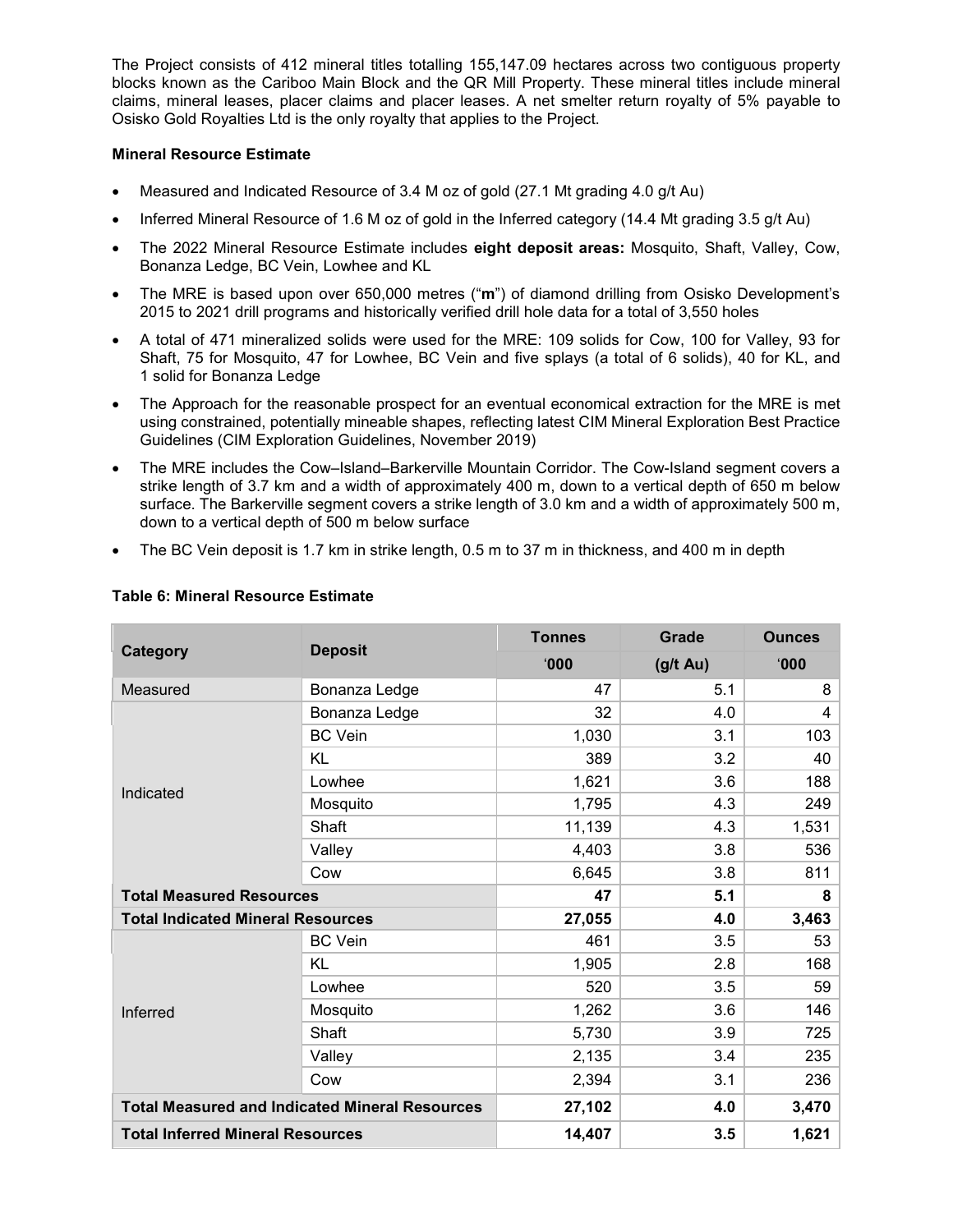The Project consists of 412 mineral titles totalling 155,147.09 hectares across two contiguous property blocks known as the Cariboo Main Block and the QR Mill Property. These mineral titles include mineral claims, mineral leases, placer claims and placer leases. A net smelter return royalty of 5% payable to Osisko Gold Royalties Ltd is the only royalty that applies to the Project.

**Mineral Resource Estimate**

- Measured and Indicated Resource of 3.4 M oz of gold (27.1 Mt grading 4.0 g/t Au)
- Inferred Mineral Resource of 1.6 M oz of gold in the Inferred category (14.4 Mt grading 3.5 g/t Au)
- The 2022 Mineral Resource Estimate includes **eight deposit areas:** Mosquito, Shaft, Valley, Cow, Bonanza Ledge, BC Vein, Lowhee and KL
- The MRE is based upon over 650,000 metres ("**m**") of diamond drilling from Osisko Development's 2015 to 2021 drill programs and historically verified drill hole data for a total of 3,550 holes
- A total of 471 mineralized solids were used for the MRE: 109 solids for Cow, 100 for Valley, 93 for Shaft, 75 for Mosquito, 47 for Lowhee, BC Vein and five splays (a total of 6 solids), 40 for KL, and 1 solid for Bonanza Ledge
- The Approach for the reasonable prospect for an eventual economical extraction for the MRE is met using constrained, potentially mineable shapes, reflecting latest CIM Mineral Exploration Best Practice Guidelines (CIM Exploration Guidelines, November 2019)
- The MRE includes the Cow–Island–Barkerville Mountain Corridor. The Cow-Island segment covers a strike length of 3.7 km and a width of approximately 400 m, down to a vertical depth of 650 m below surface. The Barkerville segment covers a strike length of 3.0 km and a width of approximately 500 m, down to a vertical depth of 500 m below surface
- The BC Vein deposit is 1.7 km in strike length, 0.5 m to 37 m in thickness, and 400 m in depth

**Table 6: Mineral Resource Estimate**

| Category | Deposit | Tonnes | Grade | Ounces |
|---|---|---|---|---|
| | | '000 | (g/t Au) | '000 |
| Measured | Bonanza Ledge | 47 | 5.1 | 8 |
| Indicated | Bonanza Ledge | 32 | 4.0 | 4 |
| | BC Vein | 1,030 | 3.1 | 103 |
| | KL | 389 | 3.2 | 40 |
| | Lowhee | 1,621 | 3.6 | 188 |
| | Mosquito | 1,795 | 4.3 | 249 |
| | Shaft | 11,139 | 4.3 | 1,531 |
| | Valley | 4,403 | 3.8 | 536 |
| | Cow | 6,645 | 3.8 | 811 |
| **Total Measured Resources** | | **47** | **5.1** | **8** |
| **Total Indicated Mineral Resources** | | **27,055** | **4.0** | **3,463** |
| Inferred | BC Vein | 461 | 3.5 | 53 |
| | KL | 1,905 | 2.8 | 168 |
| | Lowhee | 520 | 3.5 | 59 |
| | Mosquito | 1,262 | 3.6 | 146 |
| | Shaft | 5,730 | 3.9 | 725 |
| | Valley | 2,135 | 3.4 | 235 |
| | Cow | 2,394 | 3.1 | 236 |
| **Total Measured and Indicated Mineral Resources** | | **27,102** | **4.0** | **3,470** |
| **Total Inferred Mineral Resources** | | **14,407** | **3.5** | **1,621** |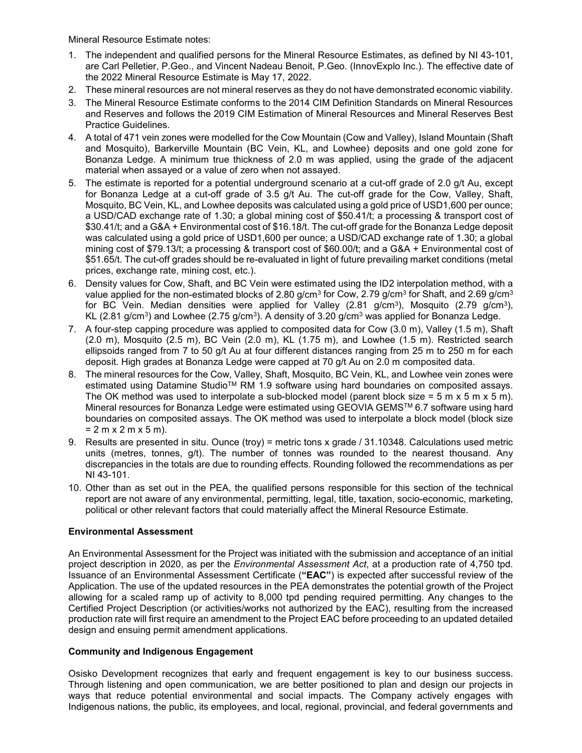Mineral Resource Estimate notes:

1. The independent and qualified persons for the Mineral Resource Estimates, as defined by NI 43-101, are Carl Pelletier, P.Geo., and Vincent Nadeau Benoit, P.Geo. (InnovExplo Inc.). The effective date of the 2022 Mineral Resource Estimate is May 17, 2022.
2. These mineral resources are not mineral reserves as they do not have demonstrated economic viability.
3. The Mineral Resource Estimate conforms to the 2014 CIM Definition Standards on Mineral Resources and Reserves and follows the 2019 CIM Estimation of Mineral Resources and Mineral Reserves Best Practice Guidelines.
4. A total of 471 vein zones were modelled for the Cow Mountain (Cow and Valley), Island Mountain (Shaft and Mosquito), Barkerville Mountain (BC Vein, KL, and Lowhee) deposits and one gold zone for Bonanza Ledge. A minimum true thickness of 2.0 m was applied, using the grade of the adjacent material when assayed or a value of zero when not assayed.
5. The estimate is reported for a potential underground scenario at a cut-off grade of 2.0 g/t Au, except for Bonanza Ledge at a cut-off grade of 3.5 g/t Au. The cut-off grade for the Cow, Valley, Shaft, Mosquito, BC Vein, KL, and Lowhee deposits was calculated using a gold price of USD1,600 per ounce; a USD/CAD exchange rate of 1.30; a global mining cost of $50.41/t; a processing & transport cost of $30.41/t; and a G&A + Environmental cost of $16.18/t. The cut-off grade for the Bonanza Ledge deposit was calculated using a gold price of USD1,600 per ounce; a USD/CAD exchange rate of 1.30; a global mining cost of $79.13/t; a processing & transport cost of $60.00/t; and a G&A + Environmental cost of $51.65/t. The cut-off grades should be re-evaluated in light of future prevailing market conditions (metal prices, exchange rate, mining cost, etc.).
6. Density values for Cow, Shaft, and BC Vein were estimated using the ID2 interpolation method, with a value applied for the non-estimated blocks of 2.80 g/cm$^3$ for Cow, 2.79 g/cm$^3$ for Shaft, and 2.69 g/cm$^3$ for BC Vein. Median densities were applied for Valley (2.81 g/cm$^3$), Mosquito (2.79 g/cm$^3$), KL (2.81 g/cm$^3$) and Lowhee (2.75 g/cm$^3$). A density of 3.20 g/cm$^3$ was applied for Bonanza Ledge.
7. A four-step capping procedure was applied to composited data for Cow (3.0 m), Valley (1.5 m), Shaft (2.0 m), Mosquito (2.5 m), BC Vein (2.0 m), KL (1.75 m), and Lowhee (1.5 m). Restricted search ellipsoids ranged from 7 to 50 g/t Au at four different distances ranging from 25 m to 250 m for each deposit. High grades at Bonanza Ledge were capped at 70 g/t Au on 2.0 m composited data.
8. The mineral resources for the Cow, Valley, Shaft, Mosquito, BC Vein, KL, and Lowhee vein zones were estimated using Datamine Studio™ RM 1.9 software using hard boundaries on composited assays. The OK method was used to interpolate a sub-blocked model (parent block size = 5 m x 5 m x 5 m). Mineral resources for Bonanza Ledge were estimated using GEOVIA GEMS™ 6.7 software using hard boundaries on composited assays. The OK method was used to interpolate a block model (block size = 2 m x 2 m x 5 m).
9. Results are presented in situ. Ounce (troy) = metric tons x grade / 31.10348. Calculations used metric units (metres, tonnes, g/t). The number of tonnes was rounded to the nearest thousand. Any discrepancies in the totals are due to rounding effects. Rounding followed the recommendations as per NI 43-101.
10. Other than as set out in the PEA, the qualified persons responsible for this section of the technical report are not aware of any environmental, permitting, legal, title, taxation, socio-economic, marketing, political or other relevant factors that could materially affect the Mineral Resource Estimate.

**Environmental Assessment**

An Environmental Assessment for the Project was initiated with the submission and acceptance of an initial project description in 2020, as per the *Environmental Assessment Act*, at a production rate of 4,750 tpd. Issuance of an Environmental Assessment Certificate (**"EAC"**) is expected after successful review of the Application. The use of the updated resources in the PEA demonstrates the potential growth of the Project allowing for a scaled ramp up of activity to 8,000 tpd pending required permitting. Any changes to the Certified Project Description (or activities/works not authorized by the EAC), resulting from the increased production rate will first require an amendment to the Project EAC before proceeding to an updated detailed design and ensuing permit amendment applications.

**Community and Indigenous Engagement**

Osisko Development recognizes that early and frequent engagement is key to our business success. Through listening and open communication, we are better positioned to plan and design our projects in ways that reduce potential environmental and social impacts. The Company actively engages with Indigenous nations, the public, its employees, and local, regional, provincial, and federal governments and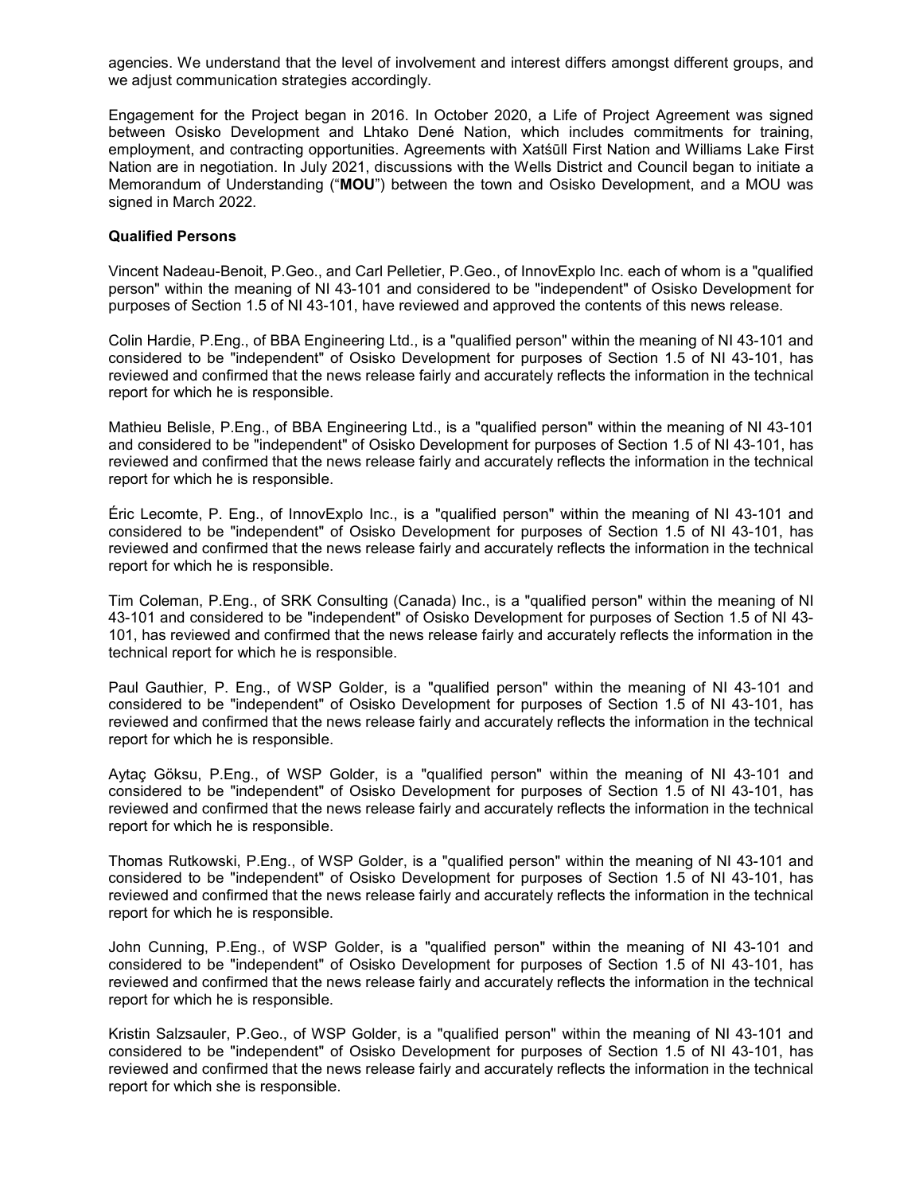agencies. We understand that the level of involvement and interest differs amongst different groups, and we adjust communication strategies accordingly.

Engagement for the Project began in 2016. In October 2020, a Life of Project Agreement was signed between Osisko Development and Lhtako Dené Nation, which includes commitments for training, employment, and contracting opportunities. Agreements with Xatśūll First Nation and Williams Lake First Nation are in negotiation. In July 2021, discussions with the Wells District and Council began to initiate a Memorandum of Understanding ("**MOU**") between the town and Osisko Development, and a MOU was signed in March 2022.

**Qualified Persons**

Vincent Nadeau-Benoit, P.Geo., and Carl Pelletier, P.Geo., of InnovExplo Inc. each of whom is a "qualified person" within the meaning of NI 43-101 and considered to be "independent" of Osisko Development for purposes of Section 1.5 of NI 43-101, have reviewed and approved the contents of this news release.

Colin Hardie, P.Eng., of BBA Engineering Ltd., is a "qualified person" within the meaning of NI 43-101 and considered to be "independent" of Osisko Development for purposes of Section 1.5 of NI 43-101, has reviewed and confirmed that the news release fairly and accurately reflects the information in the technical report for which he is responsible.

Mathieu Belisle, P.Eng., of BBA Engineering Ltd., is a "qualified person" within the meaning of NI 43-101 and considered to be "independent" of Osisko Development for purposes of Section 1.5 of NI 43-101, has reviewed and confirmed that the news release fairly and accurately reflects the information in the technical report for which he is responsible.

Éric Lecomte, P. Eng., of InnovExplo Inc., is a "qualified person" within the meaning of NI 43-101 and considered to be "independent" of Osisko Development for purposes of Section 1.5 of NI 43-101, has reviewed and confirmed that the news release fairly and accurately reflects the information in the technical report for which he is responsible.

Tim Coleman, P.Eng., of SRK Consulting (Canada) Inc., is a "qualified person" within the meaning of NI 43-101 and considered to be "independent" of Osisko Development for purposes of Section 1.5 of NI 43-101, has reviewed and confirmed that the news release fairly and accurately reflects the information in the technical report for which he is responsible.

Paul Gauthier, P. Eng., of WSP Golder, is a "qualified person" within the meaning of NI 43-101 and considered to be "independent" of Osisko Development for purposes of Section 1.5 of NI 43-101, has reviewed and confirmed that the news release fairly and accurately reflects the information in the technical report for which he is responsible.

Aytaç Göksu, P.Eng., of WSP Golder, is a "qualified person" within the meaning of NI 43-101 and considered to be "independent" of Osisko Development for purposes of Section 1.5 of NI 43-101, has reviewed and confirmed that the news release fairly and accurately reflects the information in the technical report for which he is responsible.

Thomas Rutkowski, P.Eng., of WSP Golder, is a "qualified person" within the meaning of NI 43-101 and considered to be "independent" of Osisko Development for purposes of Section 1.5 of NI 43-101, has reviewed and confirmed that the news release fairly and accurately reflects the information in the technical report for which he is responsible.

John Cunning, P.Eng., of WSP Golder, is a "qualified person" within the meaning of NI 43-101 and considered to be "independent" of Osisko Development for purposes of Section 1.5 of NI 43-101, has reviewed and confirmed that the news release fairly and accurately reflects the information in the technical report for which he is responsible.

Kristin Salzsauler, P.Geo., of WSP Golder, is a "qualified person" within the meaning of NI 43-101 and considered to be "independent" of Osisko Development for purposes of Section 1.5 of NI 43-101, has reviewed and confirmed that the news release fairly and accurately reflects the information in the technical report for which she is responsible.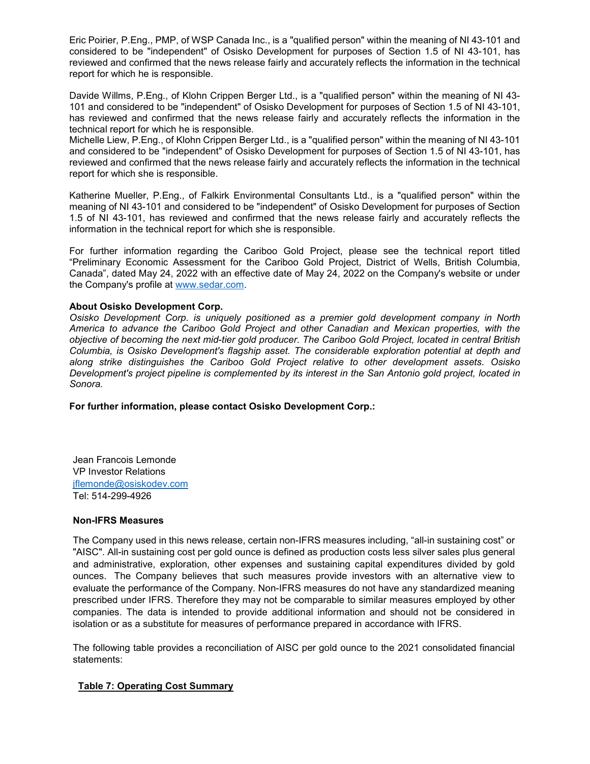Eric Poirier, P.Eng., PMP, of WSP Canada Inc., is a "qualified person" within the meaning of NI 43-101 and considered to be "independent" of Osisko Development for purposes of Section 1.5 of NI 43-101, has reviewed and confirmed that the news release fairly and accurately reflects the information in the technical report for which he is responsible.

Davide Willms, P.Eng., of Klohn Crippen Berger Ltd., is a "qualified person" within the meaning of NI 43-101 and considered to be "independent" of Osisko Development for purposes of Section 1.5 of NI 43-101, has reviewed and confirmed that the news release fairly and accurately reflects the information in the technical report for which he is responsible.

Michelle Liew, P.Eng., of Klohn Crippen Berger Ltd., is a "qualified person" within the meaning of NI 43-101 and considered to be "independent" of Osisko Development for purposes of Section 1.5 of NI 43-101, has reviewed and confirmed that the news release fairly and accurately reflects the information in the technical report for which she is responsible.

Katherine Mueller, P.Eng., of Falkirk Environmental Consultants Ltd., is a "qualified person" within the meaning of NI 43-101 and considered to be "independent" of Osisko Development for purposes of Section 1.5 of NI 43-101, has reviewed and confirmed that the news release fairly and accurately reflects the information in the technical report for which she is responsible.

For further information regarding the Cariboo Gold Project, please see the technical report titled "Preliminary Economic Assessment for the Cariboo Gold Project, District of Wells, British Columbia, Canada", dated May 24, 2022 with an effective date of May 24, 2022 on the Company's website or under the Company's profile at www.sedar.com.

**About Osisko Development Corp.**

*Osisko Development Corp. is uniquely positioned as a premier gold development company in North America to advance the Cariboo Gold Project and other Canadian and Mexican properties, with the objective of becoming the next mid-tier gold producer. The Cariboo Gold Project, located in central British Columbia, is Osisko Development's flagship asset. The considerable exploration potential at depth and along strike distinguishes the Cariboo Gold Project relative to other development assets. Osisko Development's project pipeline is complemented by its interest in the San Antonio gold project, located in Sonora.*

**For further information, please contact Osisko Development Corp.:**

Jean Francois Lemonde
VP Investor Relations
jflemonde@osiskodev.com
Tel: 514-299-4926

**Non-IFRS Measures**

The Company used in this news release, certain non-IFRS measures including, "all-in sustaining cost" or "AISC". All-in sustaining cost per gold ounce is defined as production costs less silver sales plus general and administrative, exploration, other expenses and sustaining capital expenditures divided by gold ounces. The Company believes that such measures provide investors with an alternative view to evaluate the performance of the Company. Non-IFRS measures do not have any standardized meaning prescribed under IFRS. Therefore they may not be comparable to similar measures employed by other companies. The data is intended to provide additional information and should not be considered in isolation or as a substitute for measures of performance prepared in accordance with IFRS.

The following table provides a reconciliation of AISC per gold ounce to the 2021 consolidated financial statements:

**Table 7: Operating Cost Summary**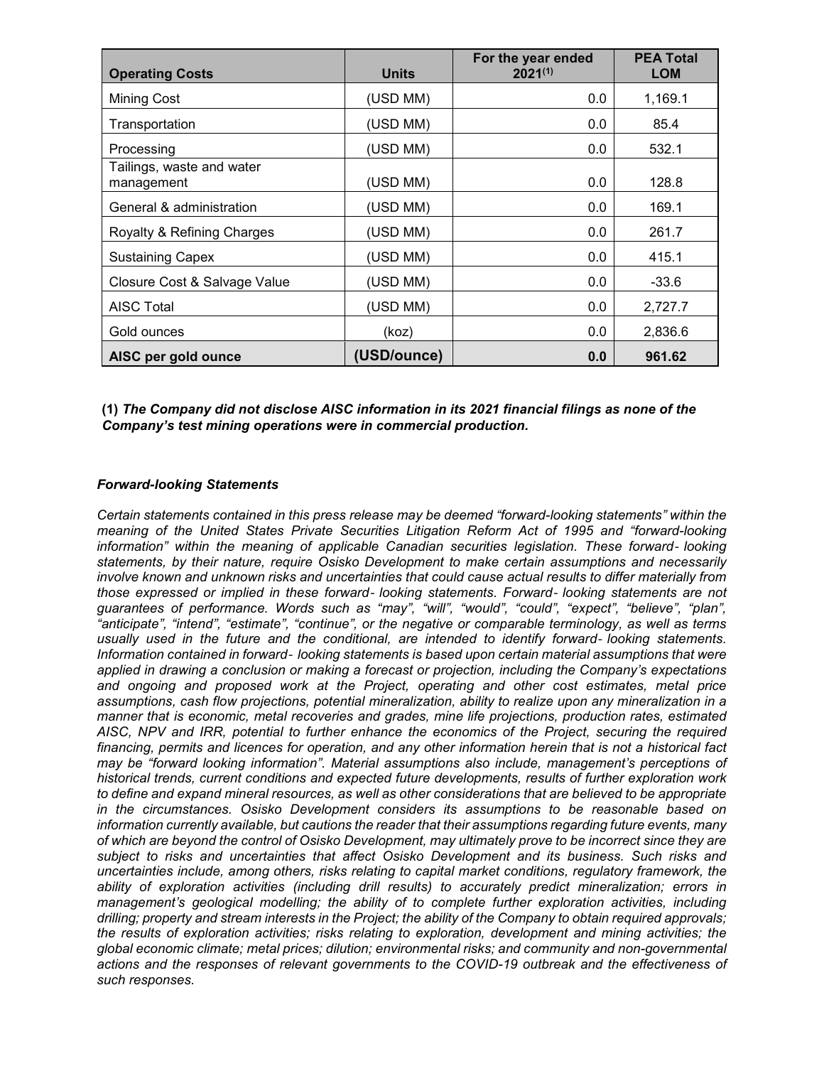| Operating Costs | Units | For the year ended 2021[(1)] | PEA Total LOM |
|---|---|---|---|
| Mining Cost | (USD MM) | 0.0 | 1,169.1 |
| Transportation | (USD MM) | 0.0 | 85.4 |
| Processing | (USD MM) | 0.0 | 532.1 |
| Tailings, waste and water management | (USD MM) | 0.0 | 128.8 |
| General & administration | (USD MM) | 0.0 | 169.1 |
| Royalty & Refining Charges | (USD MM) | 0.0 | 261.7 |
| Sustaining Capex | (USD MM) | 0.0 | 415.1 |
| Closure Cost & Salvage Value | (USD MM) | 0.0 | -33.6 |
| AISC Total | (USD MM) | 0.0 | 2,727.7 |
| Gold ounces | (koz) | 0.0 | 2,836.6 |
| **AISC per gold ounce** | **(USD/ounce)** | **0.0** | **961.62** |

**(1)** ***The Company did not disclose AISC information in its 2021 financial filings as none of the Company's test mining operations were in commercial production.***

***Forward-looking Statements***

*Certain statements contained in this press release may be deemed "forward-looking statements" within the meaning of the United States Private Securities Litigation Reform Act of 1995 and "forward-looking information" within the meaning of applicable Canadian securities legislation. These forward- looking statements, by their nature, require Osisko Development to make certain assumptions and necessarily involve known and unknown risks and uncertainties that could cause actual results to differ materially from those expressed or implied in these forward- looking statements. Forward- looking statements are not guarantees of performance. Words such as "may", "will", "would", "could", "expect", "believe", "plan", "anticipate", "intend", "estimate", "continue", or the negative or comparable terminology, as well as terms usually used in the future and the conditional, are intended to identify forward- looking statements. Information contained in forward- looking statements is based upon certain material assumptions that were applied in drawing a conclusion or making a forecast or projection, including the Company's expectations and ongoing and proposed work at the Project, operating and other cost estimates, metal price assumptions, cash flow projections, potential mineralization, ability to realize upon any mineralization in a manner that is economic, metal recoveries and grades, mine life projections, production rates, estimated AISC, NPV and IRR, potential to further enhance the economics of the Project, securing the required financing, permits and licences for operation, and any other information herein that is not a historical fact may be "forward looking information". Material assumptions also include, management's perceptions of historical trends, current conditions and expected future developments, results of further exploration work to define and expand mineral resources, as well as other considerations that are believed to be appropriate in the circumstances. Osisko Development considers its assumptions to be reasonable based on information currently available, but cautions the reader that their assumptions regarding future events, many of which are beyond the control of Osisko Development, may ultimately prove to be incorrect since they are subject to risks and uncertainties that affect Osisko Development and its business. Such risks and uncertainties include, among others, risks relating to capital market conditions, regulatory framework, the ability of exploration activities (including drill results) to accurately predict mineralization; errors in management's geological modelling; the ability of to complete further exploration activities, including drilling; property and stream interests in the Project; the ability of the Company to obtain required approvals; the results of exploration activities; risks relating to exploration, development and mining activities; the global economic climate; metal prices; dilution; environmental risks; and community and non-governmental actions and the responses of relevant governments to the COVID-19 outbreak and the effectiveness of such responses.*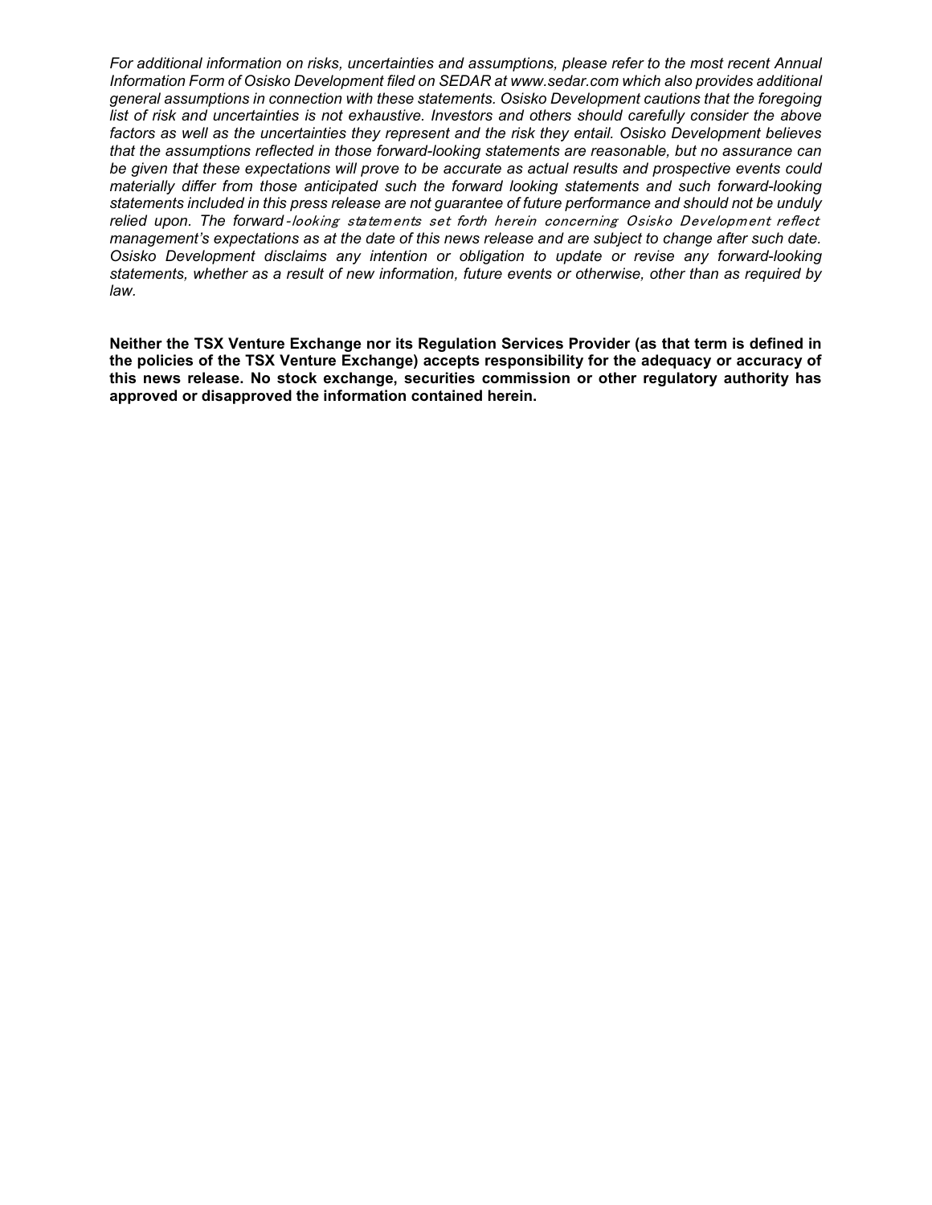*For additional information on risks, uncertainties and assumptions, please refer to the most recent Annual Information Form of Osisko Development filed on SEDAR at www.sedar.com which also provides additional general assumptions in connection with these statements. Osisko Development cautions that the foregoing list of risk and uncertainties is not exhaustive. Investors and others should carefully consider the above factors as well as the uncertainties they represent and the risk they entail. Osisko Development believes that the assumptions reflected in those forward-looking statements are reasonable, but no assurance can be given that these expectations will prove to be accurate as actual results and prospective events could materially differ from those anticipated such the forward looking statements and such forward-looking statements included in this press release are not guarantee of future performance and should not be unduly relied upon. The forward-looking statements set forth herein concerning Osisko Development reflect management's expectations as at the date of this news release and are subject to change after such date. Osisko Development disclaims any intention or obligation to update or revise any forward-looking statements, whether as a result of new information, future events or otherwise, other than as required by law.*

**Neither the TSX Venture Exchange nor its Regulation Services Provider (as that term is defined in the policies of the TSX Venture Exchange) accepts responsibility for the adequacy or accuracy of this news release. No stock exchange, securities commission or other regulatory authority has approved or disapproved the information contained herein.**